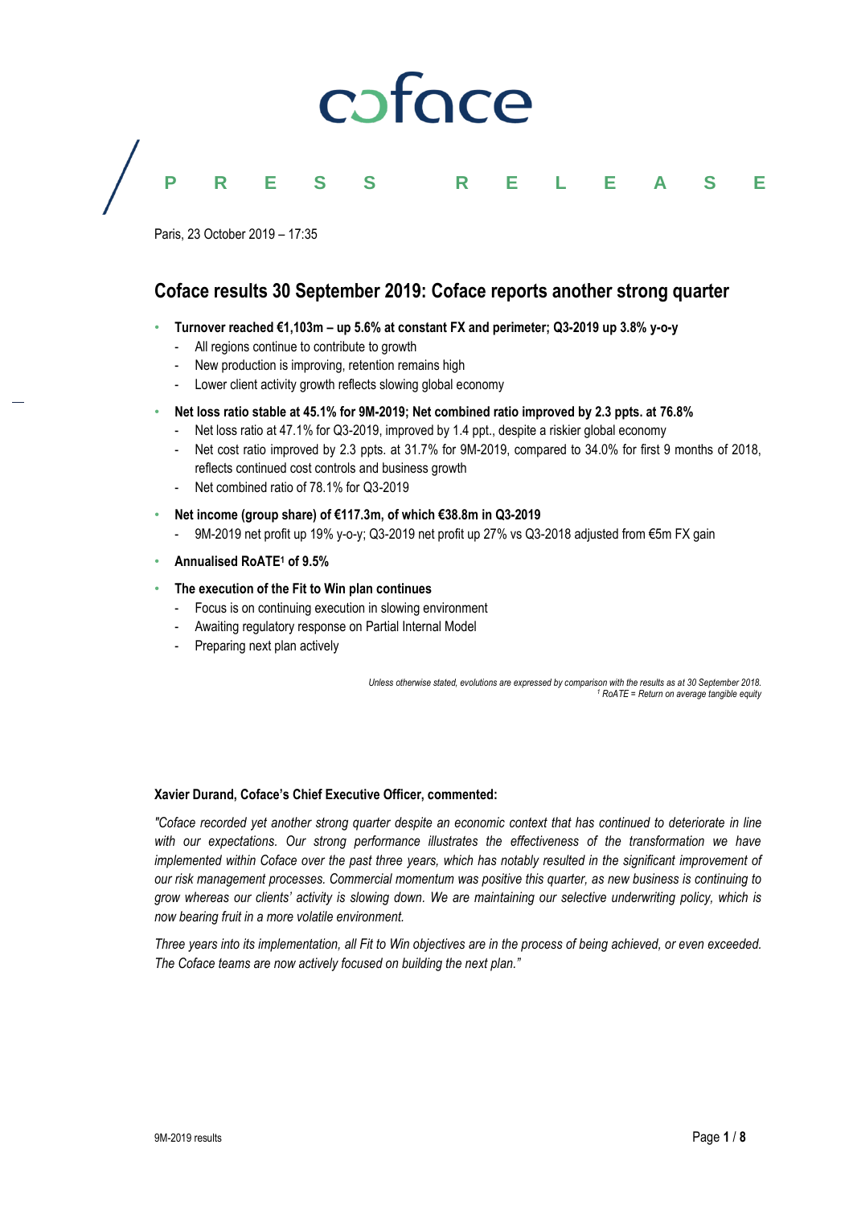# coface

**PRESS RELEASE**

Paris, 23 October 2019 – 17:35

## Coface results 30 September 2019: Coface reports another strong quarter

- **Turnover reached €1,103m – up 5.6% at constant FX and perimeter; Q3-2019 up 3.8% y-o-y**
  - All regions continue to contribute to growth
  - New production is improving, retention remains high
  - Lower client activity growth reflects slowing global economy
- **Net loss ratio stable at 45.1% for 9M-2019; Net combined ratio improved by 2.3 ppts. at 76.8%**
  - Net loss ratio at 47.1% for Q3-2019, improved by 1.4 ppt., despite a riskier global economy
  - Net cost ratio improved by 2.3 ppts. at 31.7% for 9M-2019, compared to 34.0% for first 9 months of 2018, reflects continued cost controls and business growth
  - Net combined ratio of 78.1% for Q3-2019
- **Net income (group share) of €117.3m, of which €38.8m in Q3-2019**
  - 9M-2019 net profit up 19% y-o-y; Q3-2019 net profit up 27% vs Q3-2018 adjusted from €5m FX gain
- **Annualised RoATE[1] of 9.5%**
- **The execution of the Fit to Win plan continues**
  - Focus is on continuing execution in slowing environment
  - Awaiting regulatory response on Partial Internal Model
  - Preparing next plan actively

*Unless otherwise stated, evolutions are expressed by comparison with the results as at 30 September 2018.*
*[1] RoATE = Return on average tangible equity*

**Xavier Durand, Coface's Chief Executive Officer, commented:**

*"Coface recorded yet another strong quarter despite an economic context that has continued to deteriorate in line with our expectations. Our strong performance illustrates the effectiveness of the transformation we have implemented within Coface over the past three years, which has notably resulted in the significant improvement of our risk management processes. Commercial momentum was positive this quarter, as new business is continuing to grow whereas our clients' activity is slowing down. We are maintaining our selective underwriting policy, which is now bearing fruit in a more volatile environment.*

*Three years into its implementation, all Fit to Win objectives are in the process of being achieved, or even exceeded. The Coface teams are now actively focused on building the next plan."*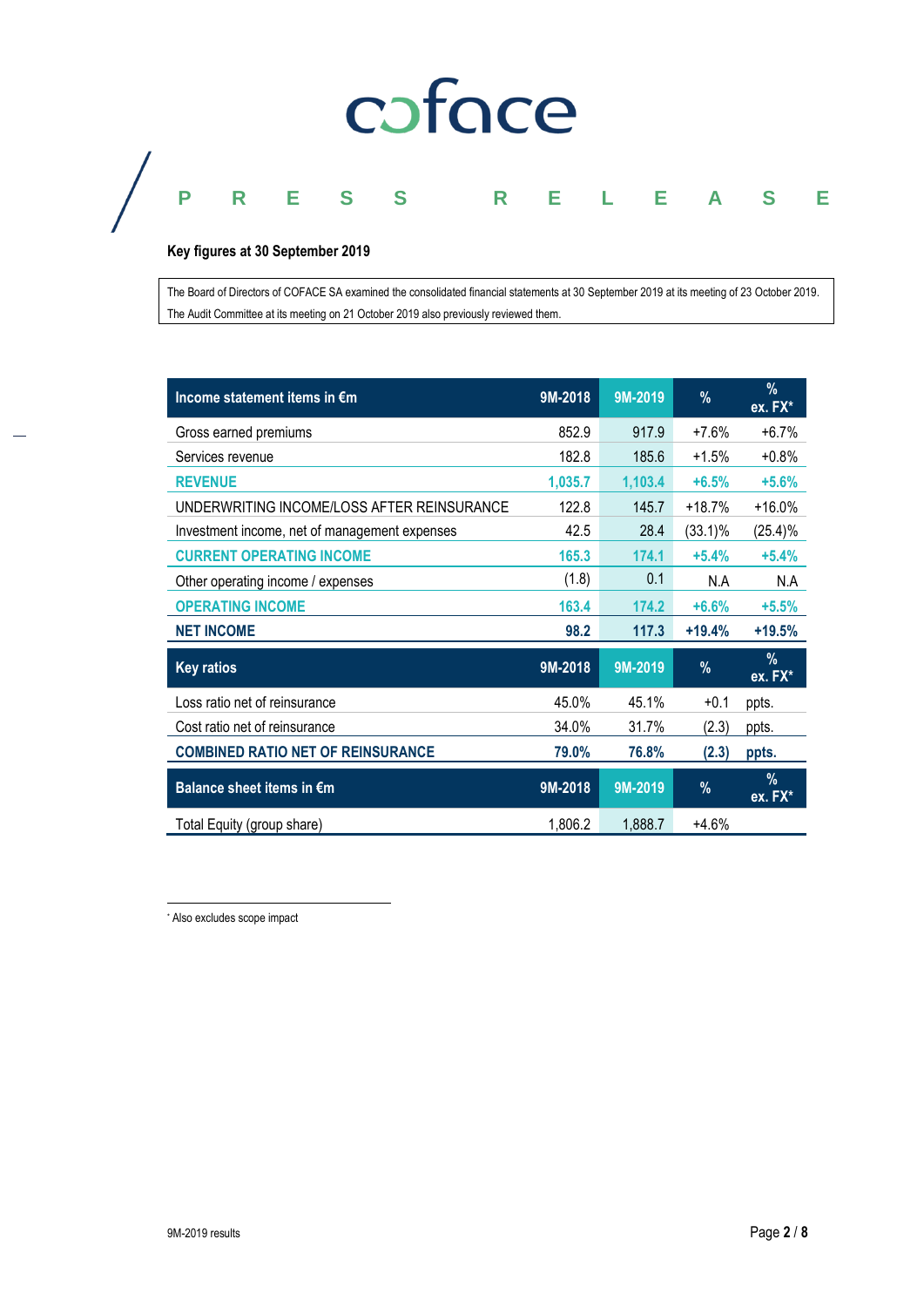coface

PRESS RELEASE

**Key figures at 30 September 2019**

The Board of Directors of COFACE SA examined the consolidated financial statements at 30 September 2019 at its meeting of 23 October 2019. The Audit Committee at its meeting on 21 October 2019 also previously reviewed them.

| Income statement items in €m | 9M-2018 | 9M-2019 | % | % ex. FX* |
|---|---|---|---|---|
| Gross earned premiums | 852.9 | 917.9 | +7.6% | +6.7% |
| Services revenue | 182.8 | 185.6 | +1.5% | +0.8% |
| **REVENUE** | **1,035.7** | **1,103.4** | **+6.5%** | **+5.6%** |
| UNDERWRITING INCOME/LOSS AFTER REINSURANCE | 122.8 | 145.7 | +18.7% | +16.0% |
| Investment income, net of management expenses | 42.5 | 28.4 | (33.1)% | (25.4)% |
| **CURRENT OPERATING INCOME** | **165.3** | **174.1** | **+5.4%** | **+5.4%** |
| Other operating income / expenses | (1.8) | 0.1 | N.A | N.A |
| **OPERATING INCOME** | **163.4** | **174.2** | **+6.6%** | **+5.5%** |
| **NET INCOME** | **98.2** | **117.3** | **+19.4%** | **+19.5%** |

| Key ratios | 9M-2018 | 9M-2019 | % | % ex. FX* |
|---|---|---|---|---|
| Loss ratio net of reinsurance | 45.0% | 45.1% | +0.1 | ppts. |
| Cost ratio net of reinsurance | 34.0% | 31.7% | (2.3) | ppts. |
| **COMBINED RATIO NET OF REINSURANCE** | **79.0%** | **76.8%** | **(2.3)** | **ppts.** |

| Balance sheet items in €m | 9M-2018 | 9M-2019 | % | % ex. FX* |
|---|---|---|---|---|
| Total Equity (group share) | 1,806.2 | 1,888.7 | +4.6% | |

[*] Also excludes scope impact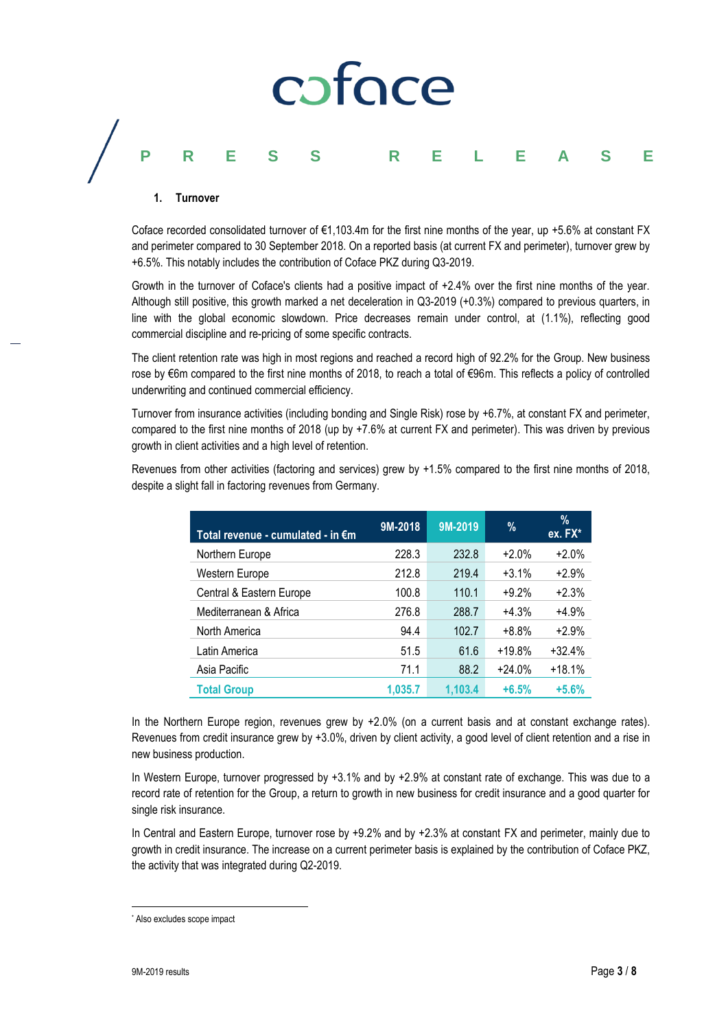### 1. Turnover

Coface recorded consolidated turnover of €1,103.4m for the first nine months of the year, up +5.6% at constant FX and perimeter compared to 30 September 2018. On a reported basis (at current FX and perimeter), turnover grew by +6.5%. This notably includes the contribution of Coface PKZ during Q3-2019.

Growth in the turnover of Coface's clients had a positive impact of +2.4% over the first nine months of the year. Although still positive, this growth marked a net deceleration in Q3-2019 (+0.3%) compared to previous quarters, in line with the global economic slowdown. Price decreases remain under control, at (1.1%), reflecting good commercial discipline and re-pricing of some specific contracts.

The client retention rate was high in most regions and reached a record high of 92.2% for the Group. New business rose by €6m compared to the first nine months of 2018, to reach a total of €96m. This reflects a policy of controlled underwriting and continued commercial efficiency.

Turnover from insurance activities (including bonding and Single Risk) rose by +6.7%, at constant FX and perimeter, compared to the first nine months of 2018 (up by +7.6% at current FX and perimeter). This was driven by previous growth in client activities and a high level of retention.

Revenues from other activities (factoring and services) grew by +1.5% compared to the first nine months of 2018, despite a slight fall in factoring revenues from Germany.

| Total revenue - cumulated - in €m | 9M-2018 | 9M-2019 | % | % ex. FX* |
|---|---|---|---|---|
| Northern Europe | 228.3 | 232.8 | +2.0% | +2.0% |
| Western Europe | 212.8 | 219.4 | +3.1% | +2.9% |
| Central & Eastern Europe | 100.8 | 110.1 | +9.2% | +2.3% |
| Mediterranean & Africa | 276.8 | 288.7 | +4.3% | +4.9% |
| North America | 94.4 | 102.7 | +8.8% | +2.9% |
| Latin America | 51.5 | 61.6 | +19.8% | +32.4% |
| Asia Pacific | 71.1 | 88.2 | +24.0% | +18.1% |
| **Total Group** | **1,035.7** | **1,103.4** | **+6.5%** | **+5.6%** |

In the Northern Europe region, revenues grew by +2.0% (on a current basis and at constant exchange rates). Revenues from credit insurance grew by +3.0%, driven by client activity, a good level of client retention and a rise in new business production.

In Western Europe, turnover progressed by +3.1% and by +2.9% at constant rate of exchange. This was due to a record rate of retention for the Group, a return to growth in new business for credit insurance and a good quarter for single risk insurance.

In Central and Eastern Europe, turnover rose by +9.2% and by +2.3% at constant FX and perimeter, mainly due to growth in credit insurance. The increase on a current perimeter basis is explained by the contribution of Coface PKZ, the activity that was integrated during Q2-2019.

* Also excludes scope impact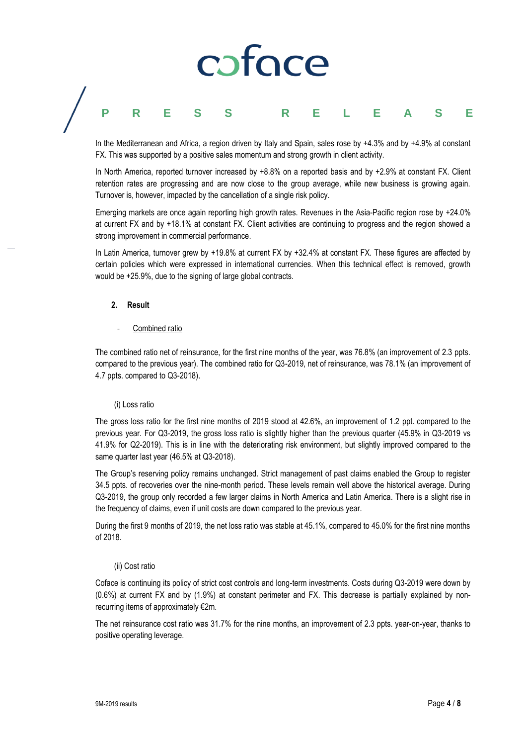In the Mediterranean and Africa, a region driven by Italy and Spain, sales rose by +4.3% and by +4.9% at constant FX. This was supported by a positive sales momentum and strong growth in client activity.

In North America, reported turnover increased by +8.8% on a reported basis and by +2.9% at constant FX. Client retention rates are progressing and are now close to the group average, while new business is growing again. Turnover is, however, impacted by the cancellation of a single risk policy.

Emerging markets are once again reporting high growth rates. Revenues in the Asia-Pacific region rose by +24.0% at current FX and by +18.1% at constant FX. Client activities are continuing to progress and the region showed a strong improvement in commercial performance.

In Latin America, turnover grew by +19.8% at current FX by +32.4% at constant FX. These figures are affected by certain policies which were expressed in international currencies. When this technical effect is removed, growth would be +25.9%, due to the signing of large global contracts.

## 2. Result

- Combined ratio

The combined ratio net of reinsurance, for the first nine months of the year, was 76.8% (an improvement of 2.3 ppts. compared to the previous year). The combined ratio for Q3-2019, net of reinsurance, was 78.1% (an improvement of 4.7 ppts. compared to Q3-2018).

(i) Loss ratio

The gross loss ratio for the first nine months of 2019 stood at 42.6%, an improvement of 1.2 ppt. compared to the previous year. For Q3-2019, the gross loss ratio is slightly higher than the previous quarter (45.9% in Q3-2019 vs 41.9% for Q2-2019). This is in line with the deteriorating risk environment, but slightly improved compared to the same quarter last year (46.5% at Q3-2018).

The Group's reserving policy remains unchanged. Strict management of past claims enabled the Group to register 34.5 ppts. of recoveries over the nine-month period. These levels remain well above the historical average. During Q3-2019, the group only recorded a few larger claims in North America and Latin America. There is a slight rise in the frequency of claims, even if unit costs are down compared to the previous year.

During the first 9 months of 2019, the net loss ratio was stable at 45.1%, compared to 45.0% for the first nine months of 2018.

(ii) Cost ratio

Coface is continuing its policy of strict cost controls and long-term investments. Costs during Q3-2019 were down by (0.6%) at current FX and by (1.9%) at constant perimeter and FX. This decrease is partially explained by non-recurring items of approximately €2m.

The net reinsurance cost ratio was 31.7% for the nine months, an improvement of 2.3 ppts. year-on-year, thanks to positive operating leverage.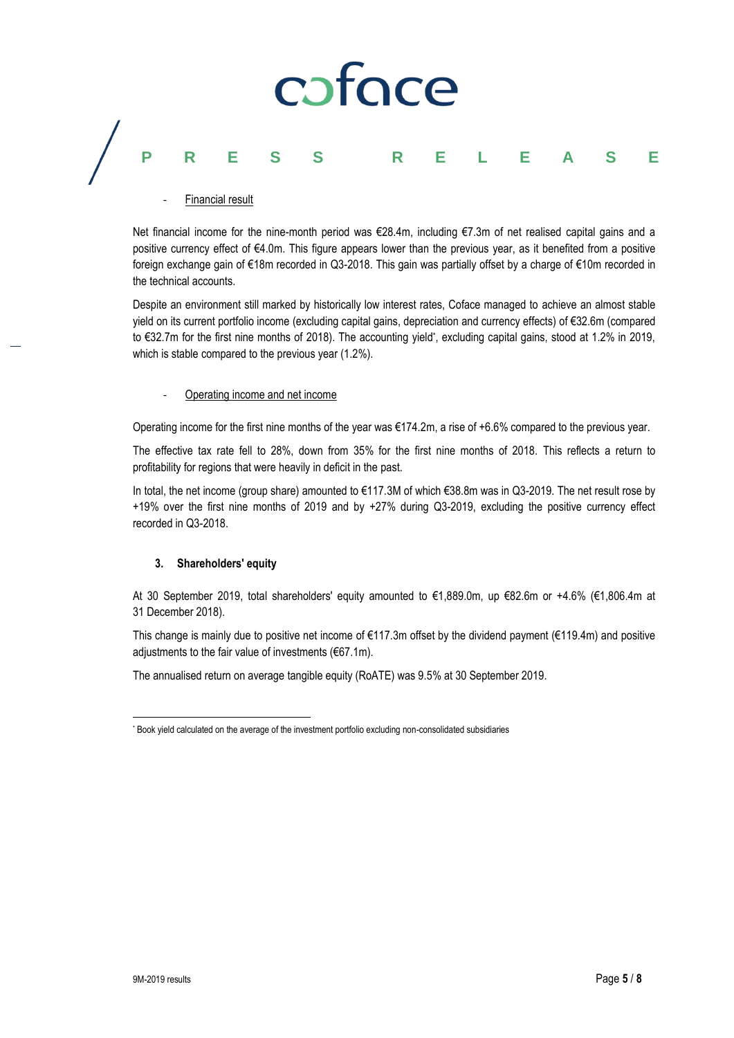- Financial result

Net financial income for the nine-month period was €28.4m, including €7.3m of net realised capital gains and a positive currency effect of €4.0m. This figure appears lower than the previous year, as it benefited from a positive foreign exchange gain of €18m recorded in Q3-2018. This gain was partially offset by a charge of €10m recorded in the technical accounts.

Despite an environment still marked by historically low interest rates, Coface managed to achieve an almost stable yield on its current portfolio income (excluding capital gains, depreciation and currency effects) of €32.6m (compared to €32.7m for the first nine months of 2018). The accounting yield[*], excluding capital gains, stood at 1.2% in 2019, which is stable compared to the previous year (1.2%).

- Operating income and net income

Operating income for the first nine months of the year was €174.2m, a rise of +6.6% compared to the previous year.

The effective tax rate fell to 28%, down from 35% for the first nine months of 2018. This reflects a return to profitability for regions that were heavily in deficit in the past.

In total, the net income (group share) amounted to €117.3M of which €38.8m was in Q3-2019. The net result rose by +19% over the first nine months of 2019 and by +27% during Q3-2019, excluding the positive currency effect recorded in Q3-2018.

### 3. Shareholders' equity

At 30 September 2019, total shareholders' equity amounted to €1,889.0m, up €82.6m or +4.6% (€1,806.4m at 31 December 2018).

This change is mainly due to positive net income of €117.3m offset by the dividend payment (€119.4m) and positive adjustments to the fair value of investments (€67.1m).

The annualised return on average tangible equity (RoATE) was 9.5% at 30 September 2019.

---

[*] Book yield calculated on the average of the investment portfolio excluding non-consolidated subsidiaries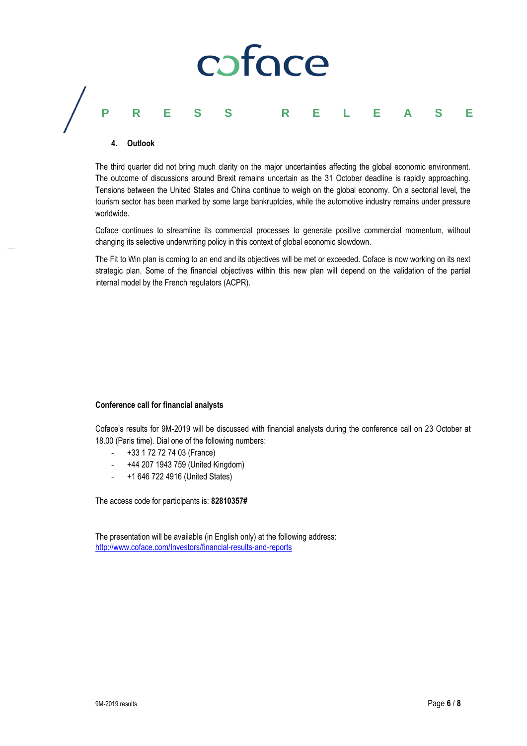### 4. Outlook

The third quarter did not bring much clarity on the major uncertainties affecting the global economic environment. The outcome of discussions around Brexit remains uncertain as the 31 October deadline is rapidly approaching. Tensions between the United States and China continue to weigh on the global economy. On a sectorial level, the tourism sector has been marked by some large bankruptcies, while the automotive industry remains under pressure worldwide.

Coface continues to streamline its commercial processes to generate positive commercial momentum, without changing its selective underwriting policy in this context of global economic slowdown.

The Fit to Win plan is coming to an end and its objectives will be met or exceeded. Coface is now working on its next strategic plan. Some of the financial objectives within this new plan will depend on the validation of the partial internal model by the French regulators (ACPR).

**Conference call for financial analysts**

Coface's results for 9M-2019 will be discussed with financial analysts during the conference call on 23 October at 18.00 (Paris time). Dial one of the following numbers:

- +33 1 72 72 74 03 (France)
- +44 207 1943 759 (United Kingdom)
- +1 646 722 4916 (United States)

The access code for participants is: **82810357#**

The presentation will be available (in English only) at the following address:
http://www.coface.com/Investors/financial-results-and-reports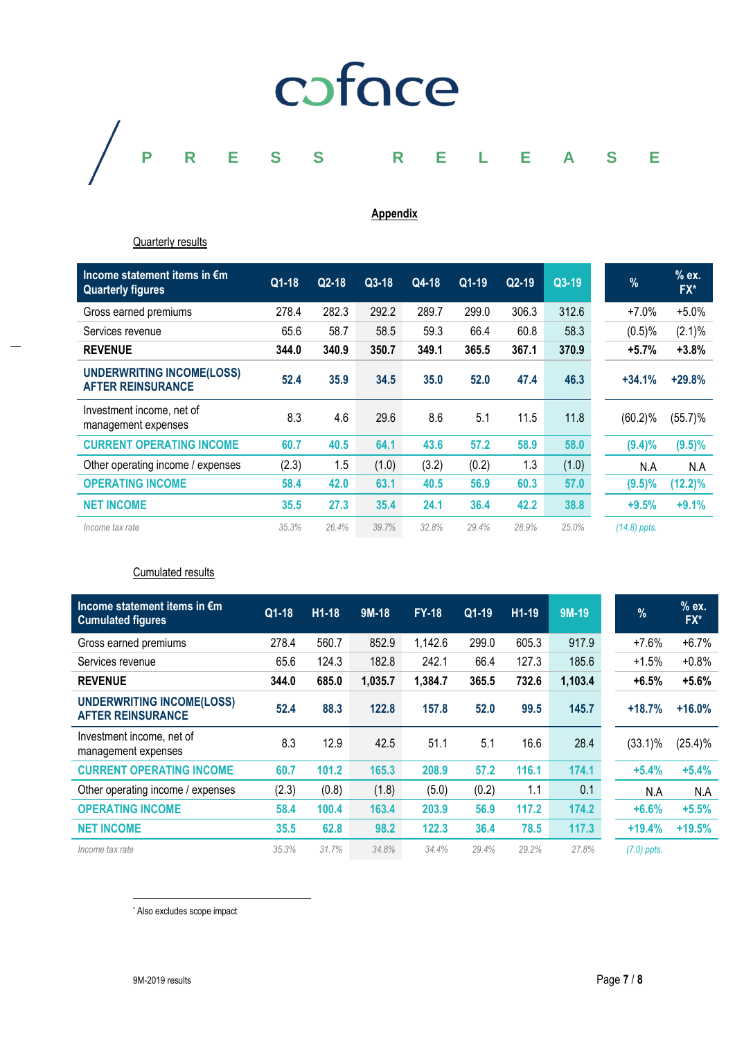# Appendix

## Quarterly results

| Income statement items in €m Quarterly figures | Q1-18 | Q2-18 | Q3-18 | Q4-18 | Q1-19 | Q2-19 | Q3-19 | % | % ex. FX* |
|---|---|---|---|---|---|---|---|---|---|
| Gross earned premiums | 278.4 | 282.3 | 292.2 | 289.7 | 299.0 | 306.3 | 312.6 | +7.0% | +5.0% |
| Services revenue | 65.6 | 58.7 | 58.5 | 59.3 | 66.4 | 60.8 | 58.3 | (0.5)% | (2.1)% |
| **REVENUE** | **344.0** | **340.9** | **350.7** | **349.1** | **365.5** | **367.1** | **370.9** | **+5.7%** | **+3.8%** |
| **UNDERWRITING INCOME(LOSS) AFTER REINSURANCE** | **52.4** | **35.9** | **34.5** | **35.0** | **52.0** | **47.4** | **46.3** | **+34.1%** | **+29.8%** |
| Investment income, net of management expenses | 8.3 | 4.6 | 29.6 | 8.6 | 5.1 | 11.5 | 11.8 | (60.2)% | (55.7)% |
| **CURRENT OPERATING INCOME** | **60.7** | **40.5** | **64.1** | **43.6** | **57.2** | **58.9** | **58.0** | **(9.4)%** | **(9.5)%** |
| Other operating income / expenses | (2.3) | 1.5 | (1.0) | (3.2) | (0.2) | 1.3 | (1.0) | N.A | N.A |
| **OPERATING INCOME** | **58.4** | **42.0** | **63.1** | **40.5** | **56.9** | **60.3** | **57.0** | **(9.5)%** | **(12.2)%** |
| **NET INCOME** | **35.5** | **27.3** | **35.4** | **24.1** | **36.4** | **42.2** | **38.8** | **+9.5%** | **+9.1%** |
| *Income tax rate* | *35.3%* | *26.4%* | *39.7%* | *32.8%* | *29.4%* | *28.9%* | *25.0%* | *(14.8) ppts.* | |

## Cumulated results

| Income statement items in €m Cumulated figures | Q1-18 | H1-18 | 9M-18 | FY-18 | Q1-19 | H1-19 | 9M-19 | % | % ex. FX* |
|---|---|---|---|---|---|---|---|---|---|
| Gross earned premiums | 278.4 | 560.7 | 852.9 | 1,142.6 | 299.0 | 605.3 | 917.9 | +7.6% | +6.7% |
| Services revenue | 65.6 | 124.3 | 182.8 | 242.1 | 66.4 | 127.3 | 185.6 | +1.5% | +0.8% |
| **REVENUE** | **344.0** | **685.0** | **1,035.7** | **1,384.7** | **365.5** | **732.6** | **1,103.4** | **+6.5%** | **+5.6%** |
| **UNDERWRITING INCOME(LOSS) AFTER REINSURANCE** | **52.4** | **88.3** | **122.8** | **157.8** | **52.0** | **99.5** | **145.7** | **+18.7%** | **+16.0%** |
| Investment income, net of management expenses | 8.3 | 12.9 | 42.5 | 51.1 | 5.1 | 16.6 | 28.4 | (33.1)% | (25.4)% |
| **CURRENT OPERATING INCOME** | **60.7** | **101.2** | **165.3** | **208.9** | **57.2** | **116.1** | **174.1** | **+5.4%** | **+5.4%** |
| Other operating income / expenses | (2.3) | (0.8) | (1.8) | (5.0) | (0.2) | 1.1 | 0.1 | N.A | N.A |
| **OPERATING INCOME** | **58.4** | **100.4** | **163.4** | **203.9** | **56.9** | **117.2** | **174.2** | **+6.6%** | **+5.5%** |
| **NET INCOME** | **35.5** | **62.8** | **98.2** | **122.3** | **36.4** | **78.5** | **117.3** | **+19.4%** | **+19.5%** |
| *Income tax rate* | *35.3%* | *31.7%* | *34.8%* | *34.4%* | *29.4%* | *29.2%* | *27.8%* | *(7.0) ppts.* | |

* Also excludes scope impact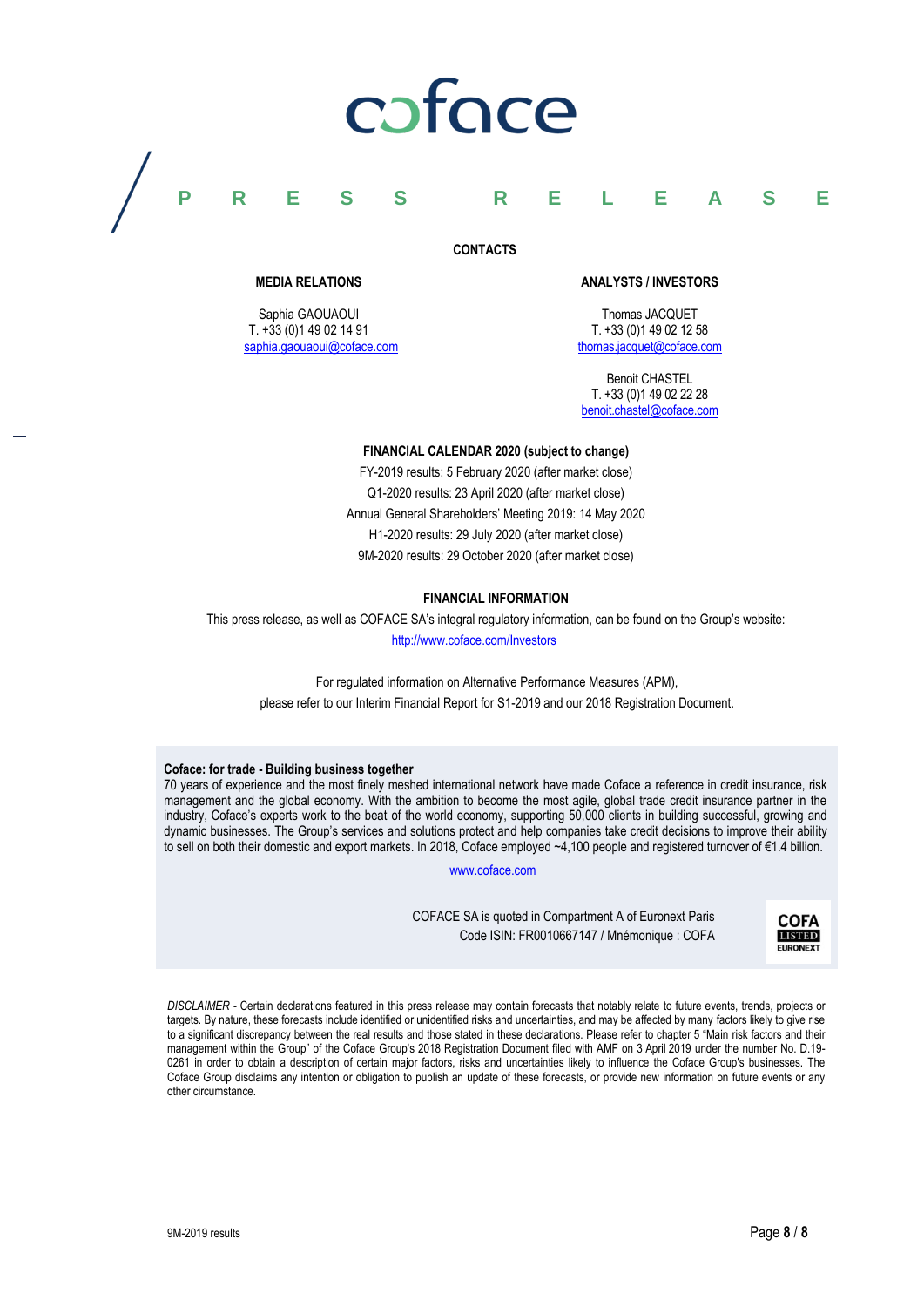coface

# PRESS RELEASE

## CONTACTS

**MEDIA RELATIONS**

Saphia GAOUAOUI
T. +33 (0)1 49 02 14 91
saphia.gaouaoui@coface.com

**ANALYSTS / INVESTORS**

Thomas JACQUET
T. +33 (0)1 49 02 12 58
thomas.jacquet@coface.com

Benoit CHASTEL
T. +33 (0)1 49 02 22 28
benoit.chastel@coface.com

**FINANCIAL CALENDAR 2020 (subject to change)**

FY-2019 results: 5 February 2020 (after market close)
Q1-2020 results: 23 April 2020 (after market close)
Annual General Shareholders' Meeting 2019: 14 May 2020
H1-2020 results: 29 July 2020 (after market close)
9M-2020 results: 29 October 2020 (after market close)

**FINANCIAL INFORMATION**

This press release, as well as COFACE SA's integral regulatory information, can be found on the Group's website:
http://www.coface.com/Investors

For regulated information on Alternative Performance Measures (APM),
please refer to our Interim Financial Report for S1-2019 and our 2018 Registration Document.

**Coface: for trade - Building business together**
70 years of experience and the most finely meshed international network have made Coface a reference in credit insurance, risk management and the global economy. With the ambition to become the most agile, global trade credit insurance partner in the industry, Coface's experts work to the beat of the world economy, supporting 50,000 clients in building successful, growing and dynamic businesses. The Group's services and solutions protect and help companies take credit decisions to improve their ability to sell on both their domestic and export markets. In 2018, Coface employed ~4,100 people and registered turnover of €1.4 billion.

www.coface.com

COFACE SA is quoted in Compartment A of Euronext Paris
Code ISIN: FR0010667147 / Mnémonique : COFA

COFA LISTED EURONEXT

*DISCLAIMER* - Certain declarations featured in this press release may contain forecasts that notably relate to future events, trends, projects or targets. By nature, these forecasts include identified or unidentified risks and uncertainties, and may be affected by many factors likely to give rise to a significant discrepancy between the real results and those stated in these declarations. Please refer to chapter 5 "Main risk factors and their management within the Group" of the Coface Group's 2018 Registration Document filed with AMF on 3 April 2019 under the number No. D.19-0261 in order to obtain a description of certain major factors, risks and uncertainties likely to influence the Coface Group's businesses. The Coface Group disclaims any intention or obligation to publish an update of these forecasts, or provide new information on future events or any other circumstance.